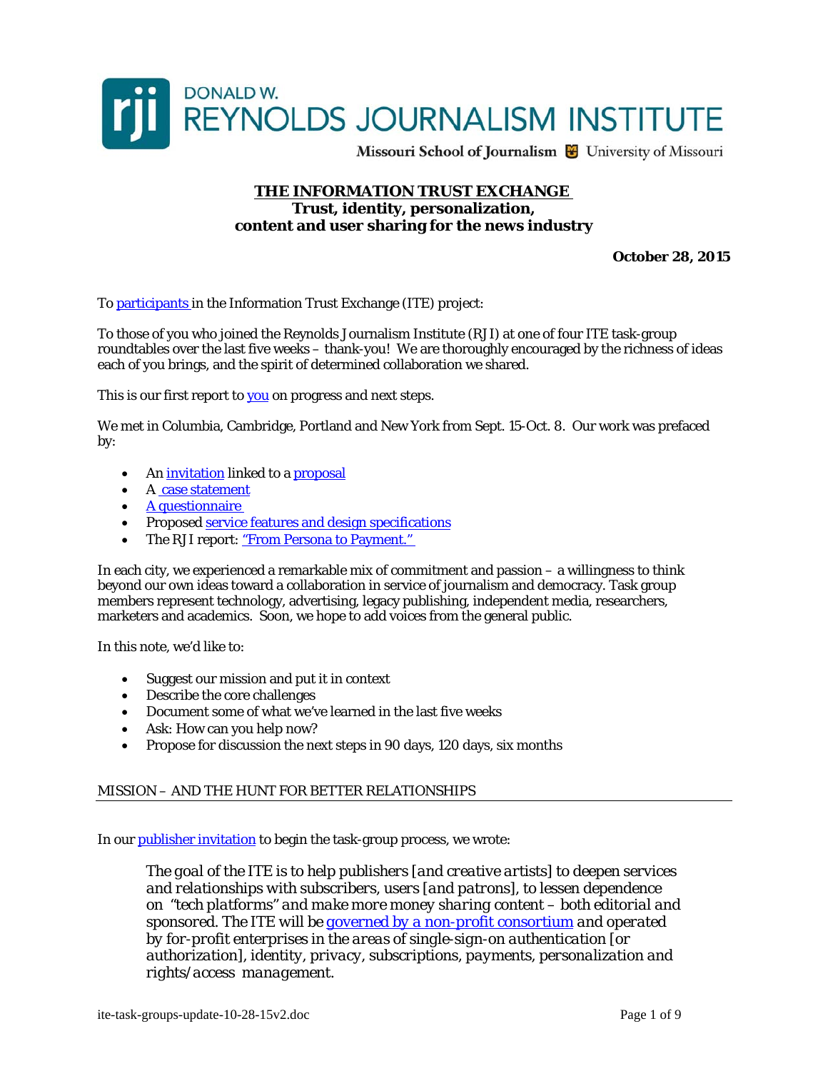DONALD W.
REYNOLDS JOURNALISM INSTITUTE
Missouri School of Journalism | University of Missouri

# THE INFORMATION TRUST EXCHANGE

## Trust, identity, personalization, content and user sharing for the news industry

**October 28, 2015**

To participants in the Information Trust Exchange (ITE) project:

To those of you who joined the Reynolds Journalism Institute (RJI) at one of four ITE task-group roundtables over the last five weeks – thank-you! We are thoroughly encouraged by the richness of ideas each of you brings, and the spirit of determined collaboration we shared.

This is our first report to you on progress and next steps.

We met in Columbia, Cambridge, Portland and New York from Sept. 15-Oct. 8. Our work was prefaced by:

- An invitation linked to a proposal
- A case statement
- A questionnaire
- Proposed service features and design specifications
- The RJI report: "From Persona to Payment."

In each city, we experienced a remarkable mix of commitment and passion – a willingness to think beyond our own ideas toward a collaboration in service of journalism and democracy. Task group members represent technology, advertising, legacy publishing, independent media, researchers, marketers and academics. Soon, we hope to add voices from the general public.

In this note, we'd like to:

- Suggest our mission and put it in context
- Describe the core challenges
- Document some of what we've learned in the last five weeks
- Ask: How can you help now?
- Propose for discussion the next steps in 90 days, 120 days, six months

## MISSION – AND THE HUNT FOR BETTER RELATIONSHIPS

In our publisher invitation to begin the task-group process, we wrote:

> The goal of the ITE is to help publishers [*and creative artists*] to deepen services and relationships with subscribers, users [*and patrons*], to lessen dependence on "tech platforms" and make more money sharing content – both editorial and sponsored. The ITE will be governed by a non-profit consortium and operated by for-profit enterprises in the areas of single-sign-on authentication [or authorization], identity, privacy, subscriptions, payments, personalization and rights/access management.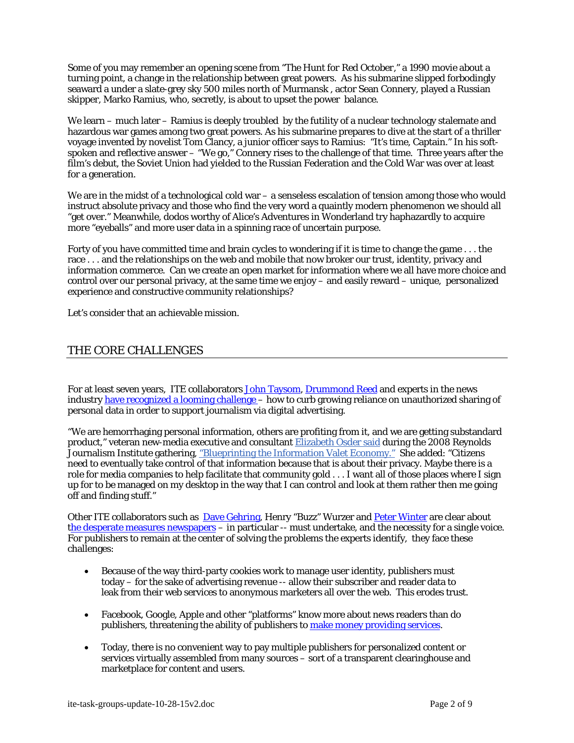Some of you may remember an opening scene from "The Hunt for Red October," a 1990 movie about a turning point, a change in the relationship between great powers. As his submarine slipped forbodingly seaward a under a slate-grey sky 500 miles north of Murmansk , actor Sean Connery, played a Russian skipper, Marko Ramius, who, secretly, is about to upset the power balance.

We learn – much later – Ramius is deeply troubled by the futility of a nuclear technology stalemate and hazardous war games among two great powers. As his submarine prepares to dive at the start of a thriller voyage invented by novelist Tom Clancy, a junior officer says to Ramius: "It's time, Captain." In his soft-spoken and reflective answer – "We go," Connery rises to the challenge of that time. Three years after the film's debut, the Soviet Union had yielded to the Russian Federation and the Cold War was over at least for a generation.

We are in the midst of a technological cold war – a senseless escalation of tension among those who would instruct absolute privacy and those who find the very word a quaintly modern phenomenon we should all "get over." Meanwhile, dodos worthy of Alice's Adventures in Wonderland try haphazardly to acquire more "eyeballs" and more user data in a spinning race of uncertain purpose.

Forty of you have committed time and brain cycles to wondering if it is time to change the game . . . the race . . . and the relationships on the web and mobile that now broker our trust, identity, privacy and information commerce. Can we create an open market for information where we all have more choice and control over our personal privacy, at the same time we enjoy – and easily reward – unique, personalized experience and constructive community relationships?

Let's consider that an achievable mission.

## THE CORE CHALLENGES

For at least seven years, ITE collaborators John Taysom, Drummond Reed and experts in the news industry have recognized a looming challenge – how to curb growing reliance on unauthorized sharing of personal data in order to support journalism via digital advertising.

"We are hemorrhaging personal information, others are profiting from it, and we are getting substandard product," veteran new-media executive and consultant Elizabeth Osder said during the 2008 Reynolds Journalism Institute gathering, "Blueprinting the Information Valet Economy." She added: "Citizens need to eventually take control of that information because that is about their privacy. Maybe there is a role for media companies to help facilitate that community gold . . . I want all of those places where I sign up for to be managed on my desktop in the way that I can control and look at them rather then me going off and finding stuff."

Other ITE collaborators such as Dave Gehring, Henry "Buzz" Wurzer and Peter Winter are clear about the desperate measures newspapers – in particular -- must undertake, and the necessity for a single voice. For publishers to remain at the center of solving the problems the experts identify, they face these challenges:

- Because of the way third-party cookies work to manage user identity, publishers must today – for the sake of advertising revenue -- allow their subscriber and reader data to leak from their web services to anonymous marketers all over the web. This erodes trust.
- Facebook, Google, Apple and other "platforms" know more about news readers than do publishers, threatening the ability of publishers to make money providing services.
- Today, there is no convenient way to pay multiple publishers for personalized content or services virtually assembled from many sources – sort of a transparent clearinghouse and marketplace for content and users.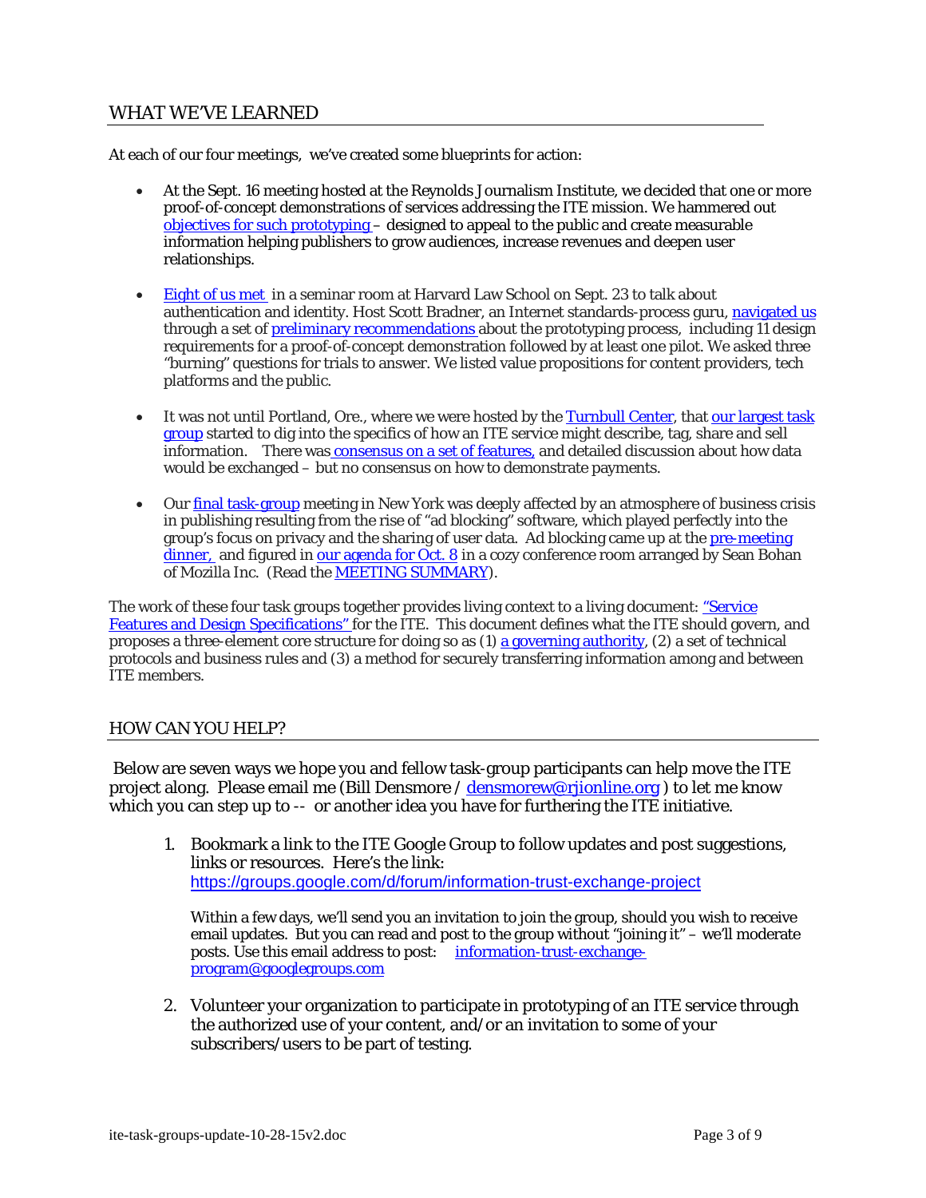## WHAT WE'VE LEARNED

At each of our four meetings, we've created some blueprints for action:

- At the Sept. 16 meeting hosted at the Reynolds Journalism Institute, we decided that one or more proof-of-concept demonstrations of services addressing the ITE mission. We hammered out objectives for such prototyping – designed to appeal to the public and create measurable information helping publishers to grow audiences, increase revenues and deepen user relationships.

- Eight of us met in a seminar room at Harvard Law School on Sept. 23 to talk about authentication and identity. Host Scott Bradner, an Internet standards-process guru, navigated us through a set of preliminary recommendations about the prototyping process, including 11 design requirements for a proof-of-concept demonstration followed by at least one pilot. We asked three "burning" questions for trials to answer. We listed value propositions for content providers, tech platforms and the public.

- It was not until Portland, Ore., where we were hosted by the Turnbull Center, that our largest task group started to dig into the specifics of how an ITE service might describe, tag, share and sell information. There was consensus on a set of features, and detailed discussion about how data would be exchanged – but no consensus on how to demonstrate payments.

- Our final task-group meeting in New York was deeply affected by an atmosphere of business crisis in publishing resulting from the rise of "ad blocking" software, which played perfectly into the group's focus on privacy and the sharing of user data. Ad blocking came up at the pre-meeting dinner, and figured in our agenda for Oct. 8 in a cozy conference room arranged by Sean Bohan of Mozilla Inc. (Read the MEETING SUMMARY).

The work of these four task groups together provides living context to a living document: "Service Features and Design Specifications" for the ITE. This document defines what the ITE should govern, and proposes a three-element core structure for doing so as (1) a governing authority, (2) a set of technical protocols and business rules and (3) a method for securely transferring information among and between ITE members.

## HOW CAN YOU HELP?

Below are seven ways we hope you and fellow task-group participants can help move the ITE project along. Please email me (Bill Densmore / densmorew@rjionline.org ) to let me know which you can step up to -- or another idea you have for furthering the ITE initiative.

1. Bookmark a link to the ITE Google Group to follow updates and post suggestions, links or resources. Here's the link:
   https://groups.google.com/d/forum/information-trust-exchange-project

   Within a few days, we'll send you an invitation to join the group, should you wish to receive email updates. But you can read and post to the group without "joining it" – we'll moderate posts. Use this email address to post: information-trust-exchange-program@googlegroups.com

2. Volunteer your organization to participate in prototyping of an ITE service through the authorized use of your content, and/or an invitation to some of your subscribers/users to be part of testing.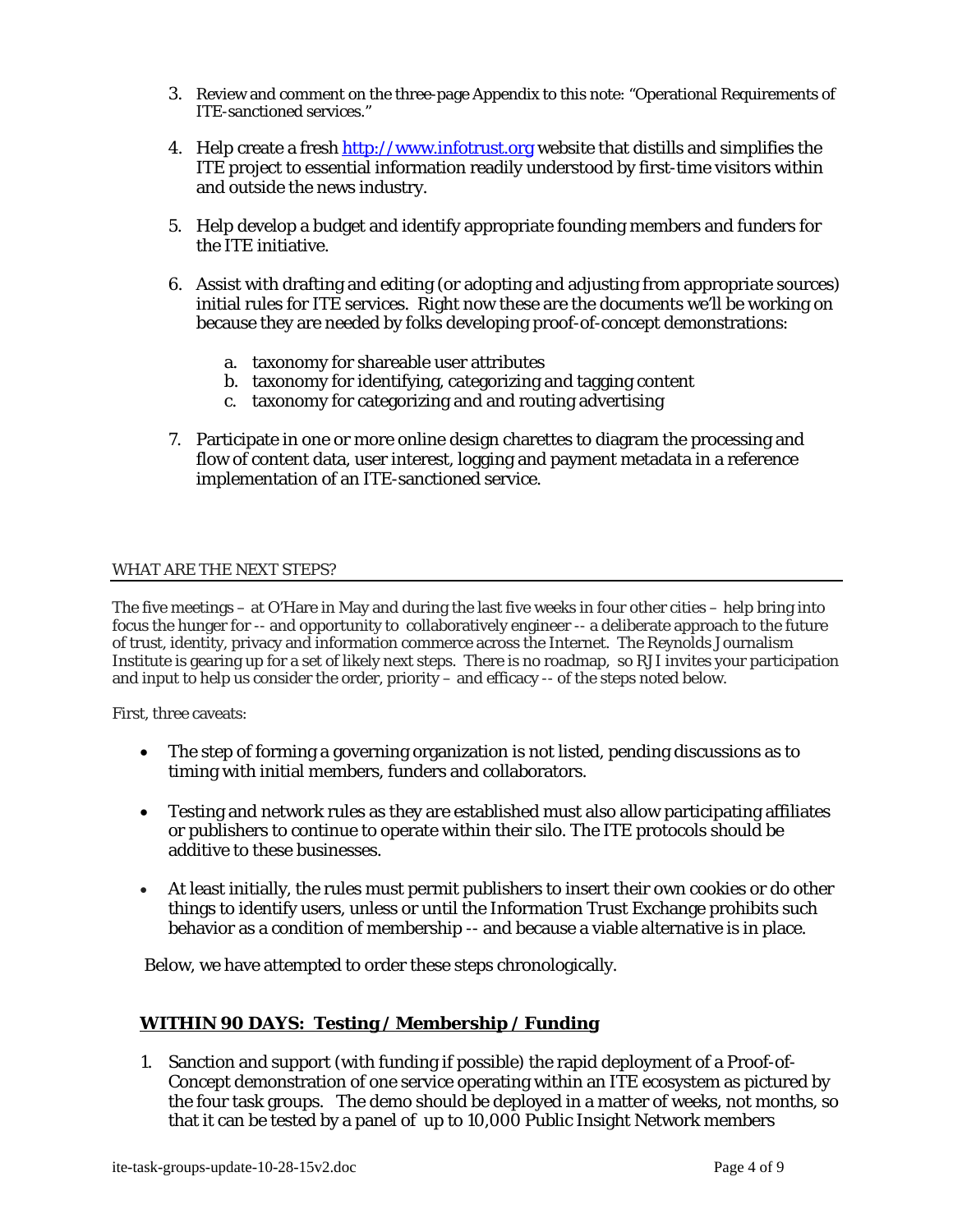3. Review and comment on the three-page Appendix to this note: "Operational Requirements of ITE-sanctioned services."

4. Help create a fresh http://www.infotrust.org website that distills and simplifies the ITE project to essential information readily understood by first-time visitors within and outside the news industry.

5. Help develop a budget and identify appropriate founding members and funders for the ITE initiative.

6. Assist with drafting and editing (or adopting and adjusting from appropriate sources) initial rules for ITE services. Right now these are the documents we'll be working on because they are needed by folks developing proof-of-concept demonstrations:

   a. taxonomy for shareable user attributes
   b. taxonomy for identifying, categorizing and tagging content
   c. taxonomy for categorizing and and routing advertising

7. Participate in one or more online design charettes to diagram the processing and flow of content data, user interest, logging and payment metadata in a reference implementation of an ITE-sanctioned service.

## WHAT ARE THE NEXT STEPS?

The five meetings – at O'Hare in May and during the last five weeks in four other cities – help bring into focus the hunger for -- and opportunity to collaboratively engineer -- a deliberate approach to the future of trust, identity, privacy and information commerce across the Internet. The Reynolds Journalism Institute is gearing up for a set of likely next steps. There is no roadmap, so RJI invites your participation and input to help us consider the order, priority – and efficacy -- of the steps noted below.

First, three caveats:

- The step of forming a governing organization is not listed, pending discussions as to timing with initial members, funders and collaborators.

- Testing and network rules as they are established must also allow participating affiliates or publishers to continue to operate within their silo. The ITE protocols should be additive to these businesses.

- At least initially, the rules must permit publishers to insert their own cookies or do other things to identify users, unless or until the Information Trust Exchange prohibits such behavior as a condition of membership -- and because a viable alternative is in place.

Below, we have attempted to order these steps chronologically.

### WITHIN 90 DAYS: Testing / Membership / Funding

1. Sanction and support (with funding if possible) the rapid deployment of a Proof-of-Concept demonstration of one service operating within an ITE ecosystem as pictured by the four task groups. The demo should be deployed in a matter of weeks, not months, so that it can be tested by a panel of up to 10,000 Public Insight Network members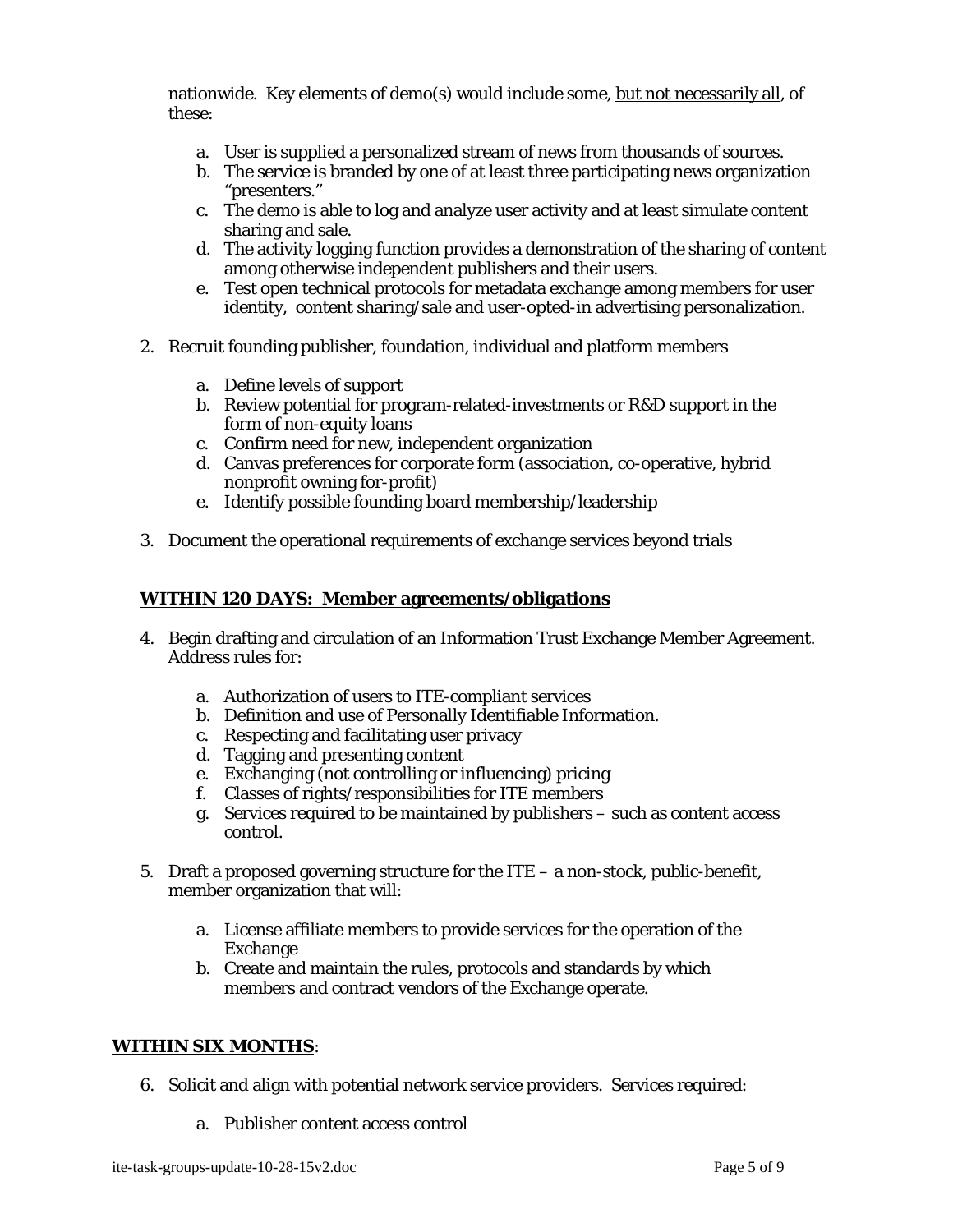nationwide. Key elements of demo(s) would include some, <u>but not necessarily all</u>, of these:

   a. User is supplied a personalized stream of news from thousands of sources.
   b. The service is branded by one of at least three participating news organization "presenters."
   c. The demo is able to log and analyze user activity and at least simulate content sharing and sale.
   d. The activity logging function provides a demonstration of the sharing of content among otherwise independent publishers and their users.
   e. Test open technical protocols for metadata exchange among members for user identity, content sharing/sale and user-opted-in advertising personalization.

2. Recruit founding publisher, foundation, individual and platform members

   a. Define levels of support
   b. Review potential for program-related-investments or R&D support in the form of non-equity loans
   c. Confirm need for new, independent organization
   d. Canvas preferences for corporate form (association, co-operative, hybrid nonprofit owning for-profit)
   e. Identify possible founding board membership/leadership

3. Document the operational requirements of exchange services beyond trials

**<u>WITHIN 120 DAYS: Member agreements/obligations</u>**

4. Begin drafting and circulation of an Information Trust Exchange Member Agreement. Address rules for:

   a. Authorization of users to ITE-compliant services
   b. Definition and use of Personally Identifiable Information.
   c. Respecting and facilitating user privacy
   d. Tagging and presenting content
   e. Exchanging (not controlling or influencing) pricing
   f. Classes of rights/responsibilities for ITE members
   g. Services required to be maintained by publishers – such as content access control.

5. Draft a proposed governing structure for the ITE – a non-stock, public-benefit, member organization that will:

   a. License affiliate members to provide services for the operation of the Exchange
   b. Create and maintain the rules, protocols and standards by which members and contract vendors of the Exchange operate.

**<u>WITHIN SIX MONTHS</u>**:

6. Solicit and align with potential network service providers. Services required:

   a. Publisher content access control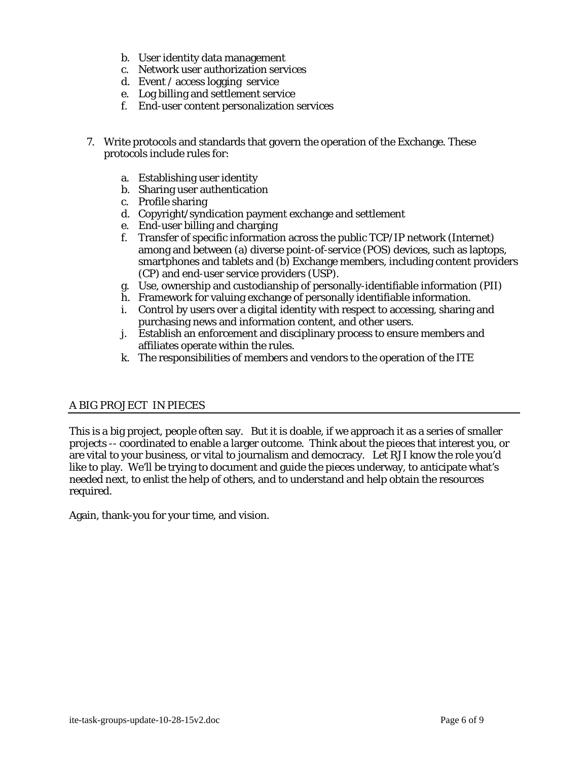b. User identity data management
   c. Network user authorization services
   d. Event / access logging service
   e. Log billing and settlement service
   f. End-user content personalization services

7. Write protocols and standards that govern the operation of the Exchange. These protocols include rules for:

   a. Establishing user identity
   b. Sharing user authentication
   c. Profile sharing
   d. Copyright/syndication payment exchange and settlement
   e. End-user billing and charging
   f. Transfer of specific information across the public TCP/IP network (Internet) among and between (a) diverse point-of-service (POS) devices, such as laptops, smartphones and tablets and (b) Exchange members, including content providers (CP) and end-user service providers (USP).
   g. Use, ownership and custodianship of personally-identifiable information (PII)
   h. Framework for valuing exchange of personally identifiable information.
   i. Control by users over a digital identity with respect to accessing, sharing and purchasing news and information content, and other users.
   j. Establish an enforcement and disciplinary process to ensure members and affiliates operate within the rules.
   k. The responsibilities of members and vendors to the operation of the ITE

## A BIG PROJECT IN PIECES

This is a big project, people often say. But it is doable, if we approach it as a series of smaller projects -- coordinated to enable a larger outcome. Think about the pieces that interest you, or are vital to your business, or vital to journalism and democracy. Let RJI know the role you'd like to play. We'll be trying to document and guide the pieces underway, to anticipate what's needed next, to enlist the help of others, and to understand and help obtain the resources required.

Again, thank-you for your time, and vision.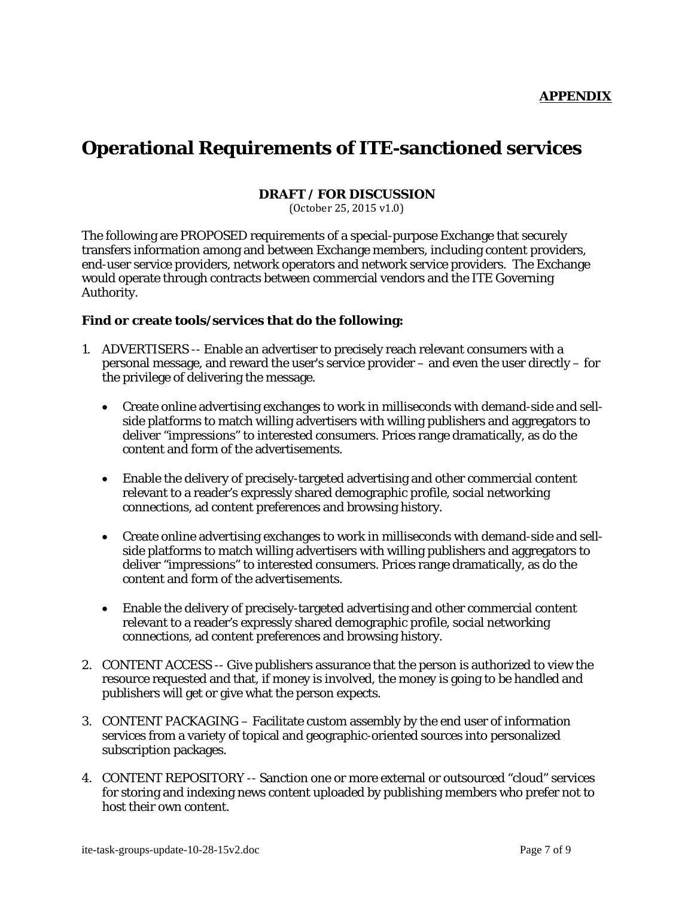**APPENDIX**

# Operational Requirements of ITE-sanctioned services

**DRAFT / FOR DISCUSSION**
(October 25, 2015 v1.0)

The following are PROPOSED requirements of a special-purpose Exchange that securely transfers information among and between Exchange members, including content providers, end-user service providers, network operators and network service providers. The Exchange would operate through contracts between commercial vendors and the ITE Governing Authority.

**Find or create tools/services that do the following:**

1. ADVERTISERS -- Enable an advertiser to precisely reach relevant consumers with a personal message, and reward the user's service provider – and even the user directly – for the privilege of delivering the message.

    - Create online advertising exchanges to work in milliseconds with demand-side and sell-side platforms to match willing advertisers with willing publishers and aggregators to deliver "impressions" to interested consumers. Prices range dramatically, as do the content and form of the advertisements.

    - Enable the delivery of precisely-targeted advertising and other commercial content relevant to a reader's expressly shared demographic profile, social networking connections, ad content preferences and browsing history.

    - Create online advertising exchanges to work in milliseconds with demand-side and sell-side platforms to match willing advertisers with willing publishers and aggregators to deliver "impressions" to interested consumers. Prices range dramatically, as do the content and form of the advertisements.

    - Enable the delivery of precisely-targeted advertising and other commercial content relevant to a reader's expressly shared demographic profile, social networking connections, ad content preferences and browsing history.

2. CONTENT ACCESS -- Give publishers assurance that the person is authorized to view the resource requested and that, if money is involved, the money is going to be handled and publishers will get or give what the person expects.

3. CONTENT PACKAGING – Facilitate custom assembly by the end user of information services from a variety of topical and geographic-oriented sources into personalized subscription packages.

4. CONTENT REPOSITORY -- Sanction one or more external or outsourced "cloud" services for storing and indexing news content uploaded by publishing members who prefer not to host their own content.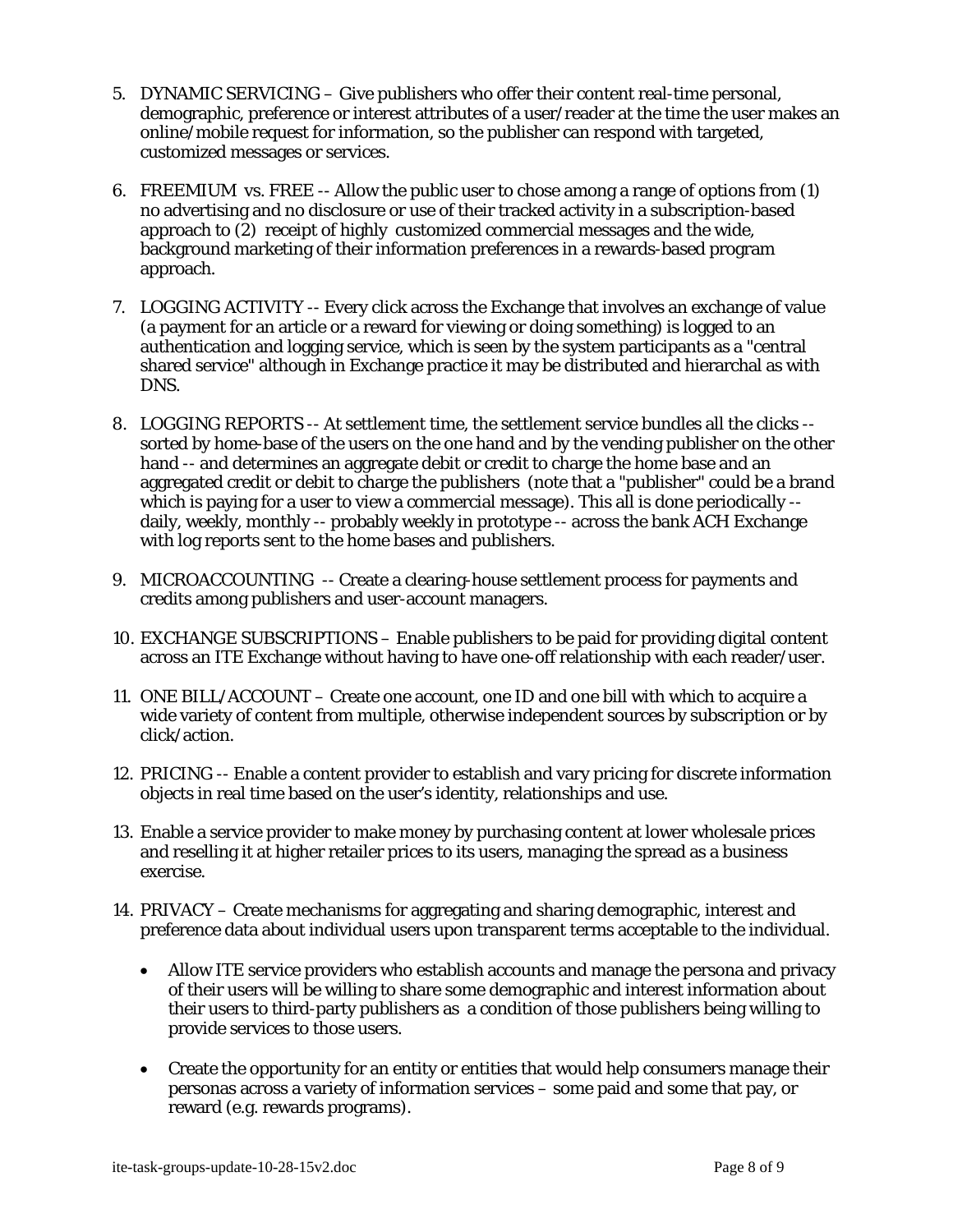5. DYNAMIC SERVICING – Give publishers who offer their content real-time personal, demographic, preference or interest attributes of a user/reader at the time the user makes an online/mobile request for information, so the publisher can respond with targeted, customized messages or services.

6. FREEMIUM vs. FREE -- Allow the public user to chose among a range of options from (1) no advertising and no disclosure or use of their tracked activity in a subscription-based approach to (2) receipt of highly customized commercial messages and the wide, background marketing of their information preferences in a rewards-based program approach.

7. LOGGING ACTIVITY -- Every click across the Exchange that involves an exchange of value (a payment for an article or a reward for viewing or doing something) is logged to an authentication and logging service, which is seen by the system participants as a "central shared service" although in Exchange practice it may be distributed and hierarchal as with DNS.

8. LOGGING REPORTS -- At settlement time, the settlement service bundles all the clicks -- sorted by home-base of the users on the one hand and by the vending publisher on the other hand -- and determines an aggregate debit or credit to charge the home base and an aggregated credit or debit to charge the publishers (note that a "publisher" could be a brand which is paying for a user to view a commercial message). This all is done periodically -- daily, weekly, monthly -- probably weekly in prototype -- across the bank ACH Exchange with log reports sent to the home bases and publishers.

9. MICROACCOUNTING -- Create a clearing-house settlement process for payments and credits among publishers and user-account managers.

10. EXCHANGE SUBSCRIPTIONS – Enable publishers to be paid for providing digital content across an ITE Exchange without having to have one-off relationship with each reader/user.

11. ONE BILL/ACCOUNT – Create one account, one ID and one bill with which to acquire a wide variety of content from multiple, otherwise independent sources by subscription or by click/action.

12. PRICING -- Enable a content provider to establish and vary pricing for discrete information objects in real time based on the user's identity, relationships and use.

13. Enable a service provider to make money by purchasing content at lower wholesale prices and reselling it at higher retailer prices to its users, managing the spread as a business exercise.

14. PRIVACY – Create mechanisms for aggregating and sharing demographic, interest and preference data about individual users upon transparent terms acceptable to the individual.

    - Allow ITE service providers who establish accounts and manage the persona and privacy of their users will be willing to share some demographic and interest information about their users to third-party publishers as a condition of those publishers being willing to provide services to those users.

    - Create the opportunity for an entity or entities that would help consumers manage their personas across a variety of information services – some paid and some that pay, or reward (e.g. rewards programs).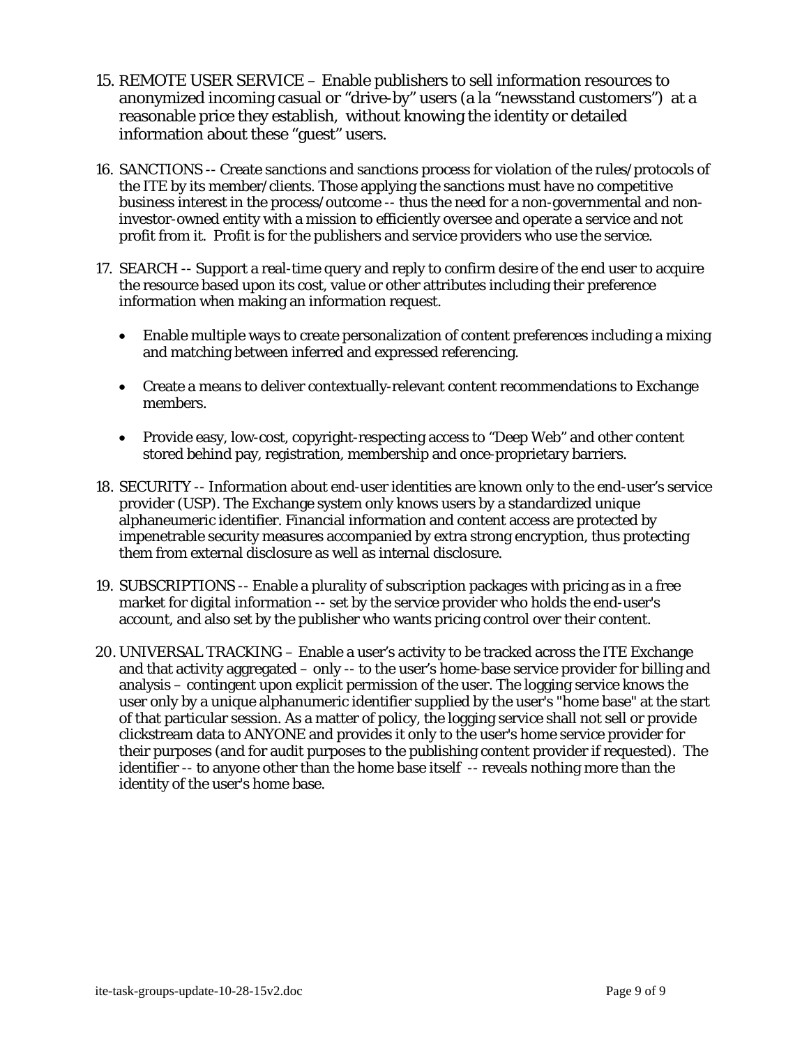15. REMOTE USER SERVICE – Enable publishers to sell information resources to anonymized incoming casual or "drive-by" users (a la "newsstand customers") at a reasonable price they establish, without knowing the identity or detailed information about these "guest" users.

16. SANCTIONS -- Create sanctions and sanctions process for violation of the rules/protocols of the ITE by its member/clients. Those applying the sanctions must have no competitive business interest in the process/outcome -- thus the need for a non-governmental and non-investor-owned entity with a mission to efficiently oversee and operate a service and not profit from it. Profit is for the publishers and service providers who use the service.

17. SEARCH -- Support a real-time query and reply to confirm desire of the end user to acquire the resource based upon its cost, value or other attributes including their preference information when making an information request.

    - Enable multiple ways to create personalization of content preferences including a mixing and matching between inferred and expressed referencing.

    - Create a means to deliver contextually-relevant content recommendations to Exchange members.

    - Provide easy, low-cost, copyright-respecting access to "Deep Web" and other content stored behind pay, registration, membership and once-proprietary barriers.

18. SECURITY -- Information about end-user identities are known only to the end-user's service provider (USP). The Exchange system only knows users by a standardized unique alphaneumeric identifier. Financial information and content access are protected by impenetrable security measures accompanied by extra strong encryption, thus protecting them from external disclosure as well as internal disclosure.

19. SUBSCRIPTIONS -- Enable a plurality of subscription packages with pricing as in a free market for digital information -- set by the service provider who holds the end-user's account, and also set by the publisher who wants pricing control over their content.

20. UNIVERSAL TRACKING – Enable a user's activity to be tracked across the ITE Exchange and that activity aggregated – only -- to the user's home-base service provider for billing and analysis – contingent upon explicit permission of the user. The logging service knows the user only by a unique alphanumeric identifier supplied by the user's "home base" at the start of that particular session. As a matter of policy, the logging service shall not sell or provide clickstream data to ANYONE and provides it only to the user's home service provider for their purposes (and for audit purposes to the publishing content provider if requested). The identifier -- to anyone other than the home base itself -- reveals nothing more than the identity of the user's home base.